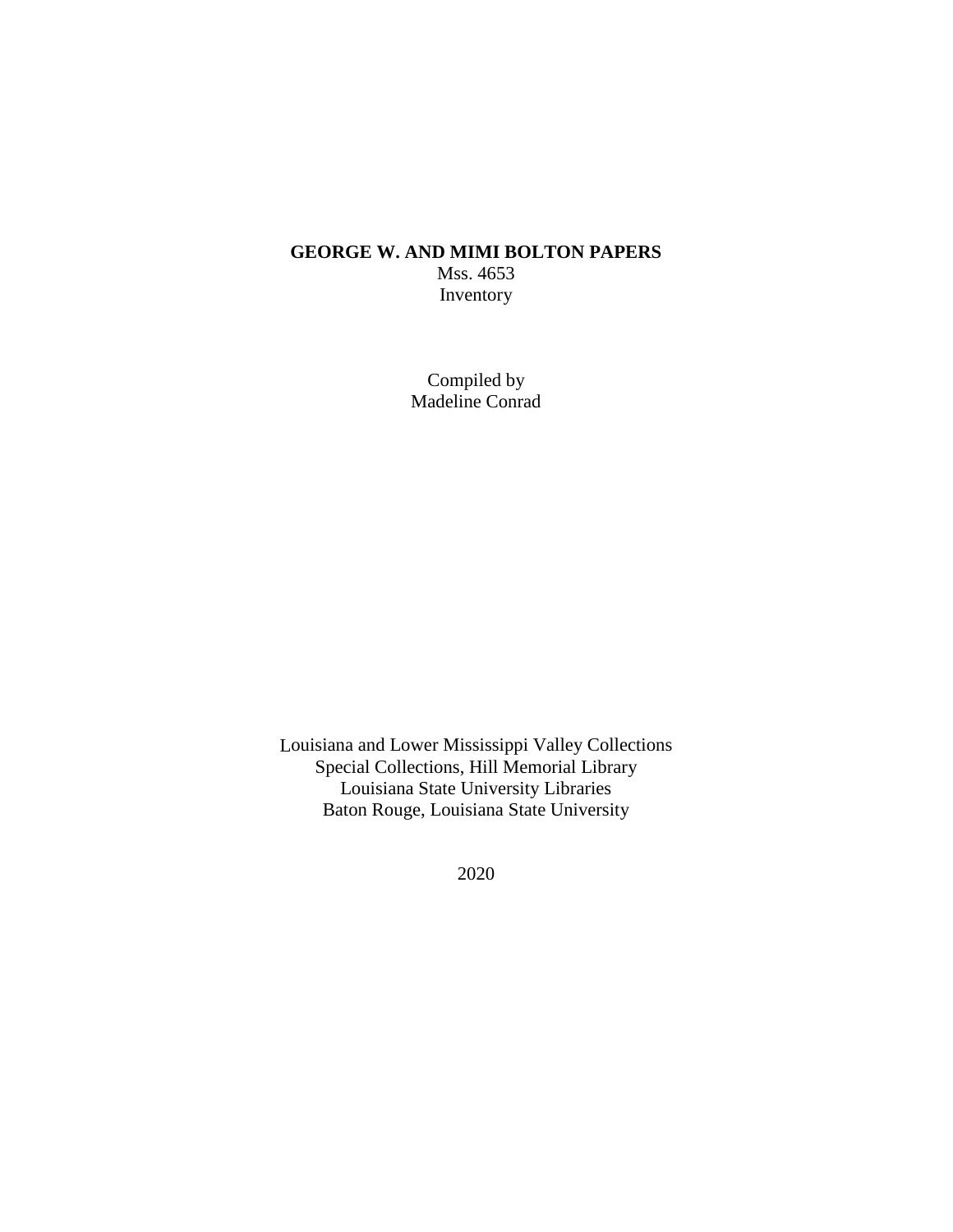# GEORGE W. AND MIMI BOLTON PAPERS

Mss. 4653

Inventory

Compiled by

Madeline Conrad

Louisiana and Lower Mississippi Valley Collections

Special Collections, Hill Memorial Library

Louisiana State University Libraries

Baton Rouge, Louisiana State University

2020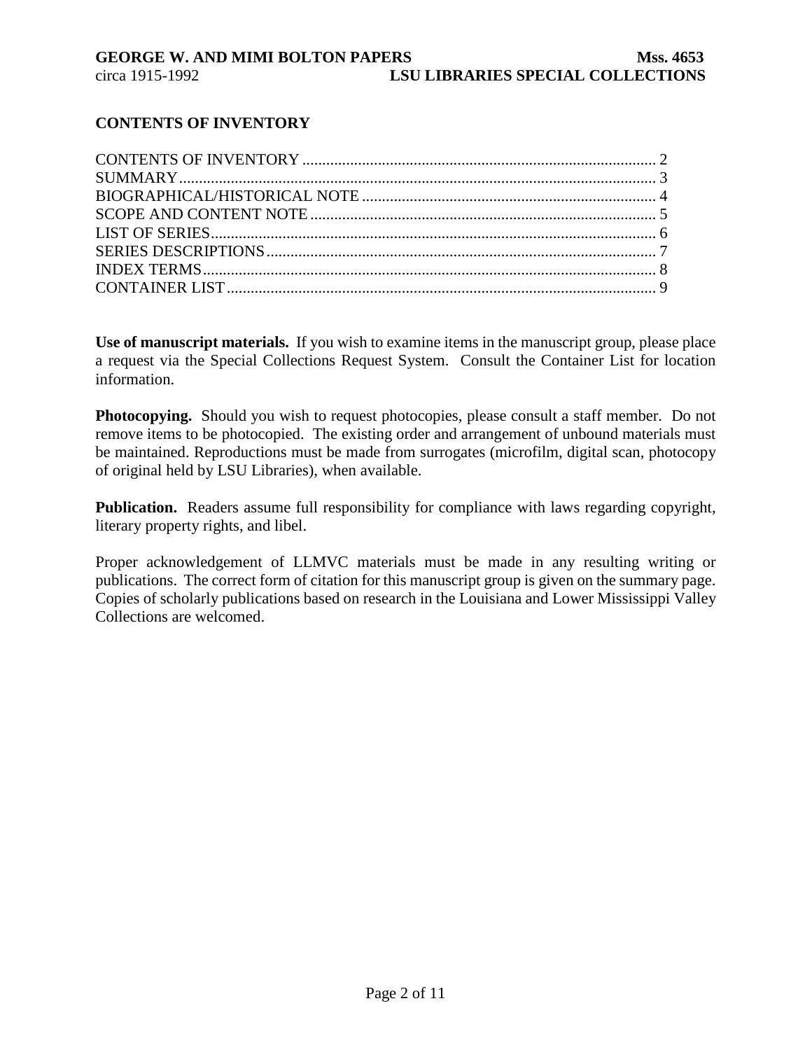## CONTENTS OF INVENTORY

CONTENTS OF INVENTORY ........................................................................................ 2
SUMMARY....................................................................................................................... 3
BIOGRAPHICAL/HISTORICAL NOTE ......................................................................... 4
SCOPE AND CONTENT NOTE ...................................................................................... 5
LIST OF SERIES............................................................................................................... 6
SERIES DESCRIPTIONS................................................................................................. 7
INDEX TERMS................................................................................................................. 8
CONTAINER LIST........................................................................................................... 9

**Use of manuscript materials.** If you wish to examine items in the manuscript group, please place a request via the Special Collections Request System. Consult the Container List for location information.

**Photocopying.** Should you wish to request photocopies, please consult a staff member. Do not remove items to be photocopied. The existing order and arrangement of unbound materials must be maintained. Reproductions must be made from surrogates (microfilm, digital scan, photocopy of original held by LSU Libraries), when available.

**Publication.** Readers assume full responsibility for compliance with laws regarding copyright, literary property rights, and libel.

Proper acknowledgement of LLMVC materials must be made in any resulting writing or publications. The correct form of citation for this manuscript group is given on the summary page. Copies of scholarly publications based on research in the Louisiana and Lower Mississippi Valley Collections are welcomed.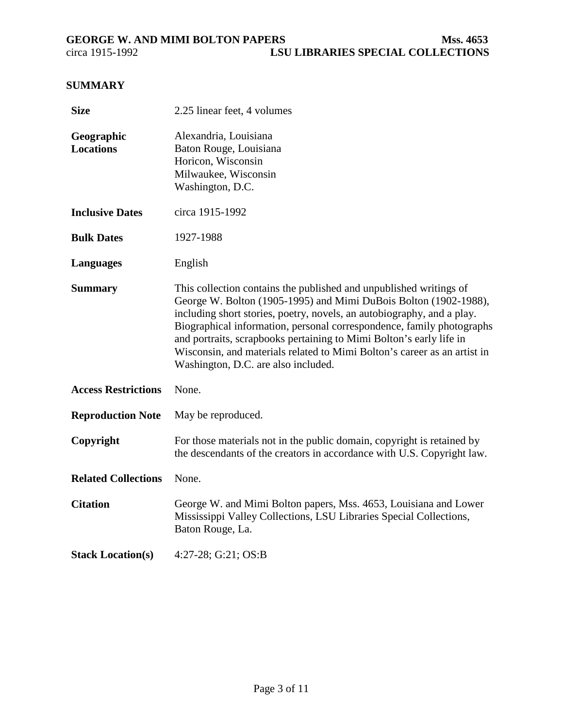## SUMMARY

| | |
|---|---|
| **Size** | 2.25 linear feet, 4 volumes |
| **Geographic Locations** | Alexandria, Louisiana<br>Baton Rouge, Louisiana<br>Horicon, Wisconsin<br>Milwaukee, Wisconsin<br>Washington, D.C. |
| **Inclusive Dates** | circa 1915-1992 |
| **Bulk Dates** | 1927-1988 |
| **Languages** | English |
| **Summary** | This collection contains the published and unpublished writings of George W. Bolton (1905-1995) and Mimi DuBois Bolton (1902-1988), including short stories, poetry, novels, an autobiography, and a play. Biographical information, personal correspondence, family photographs and portraits, scrapbooks pertaining to Mimi Bolton's early life in Wisconsin, and materials related to Mimi Bolton's career as an artist in Washington, D.C. are also included. |
| **Access Restrictions** | None. |
| **Reproduction Note** | May be reproduced. |
| **Copyright** | For those materials not in the public domain, copyright is retained by the descendants of the creators in accordance with U.S. Copyright law. |
| **Related Collections** | None. |
| **Citation** | George W. and Mimi Bolton papers, Mss. 4653, Louisiana and Lower Mississippi Valley Collections, LSU Libraries Special Collections, Baton Rouge, La. |
| **Stack Location(s)** | 4:27-28; G:21; OS:B |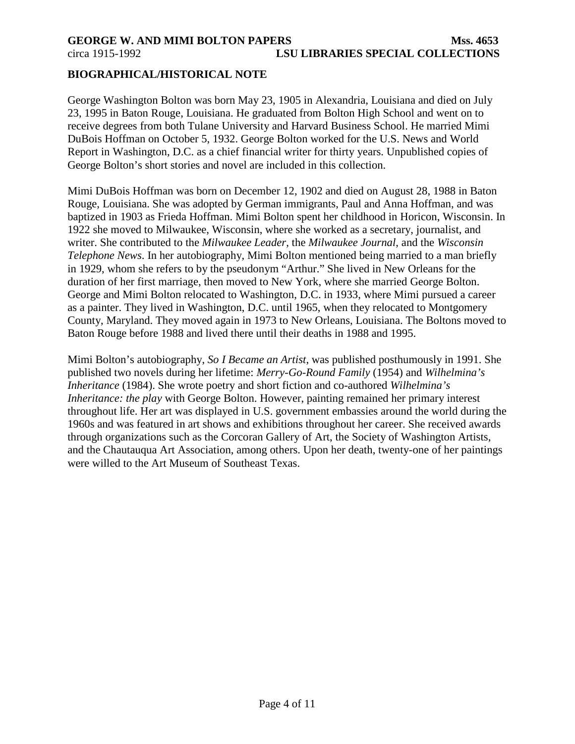## BIOGRAPHICAL/HISTORICAL NOTE

George Washington Bolton was born May 23, 1905 in Alexandria, Louisiana and died on July 23, 1995 in Baton Rouge, Louisiana. He graduated from Bolton High School and went on to receive degrees from both Tulane University and Harvard Business School. He married Mimi DuBois Hoffman on October 5, 1932. George Bolton worked for the U.S. News and World Report in Washington, D.C. as a chief financial writer for thirty years. Unpublished copies of George Bolton's short stories and novel are included in this collection.

Mimi DuBois Hoffman was born on December 12, 1902 and died on August 28, 1988 in Baton Rouge, Louisiana. She was adopted by German immigrants, Paul and Anna Hoffman, and was baptized in 1903 as Frieda Hoffman. Mimi Bolton spent her childhood in Horicon, Wisconsin. In 1922 she moved to Milwaukee, Wisconsin, where she worked as a secretary, journalist, and writer. She contributed to the *Milwaukee Leader*, the *Milwaukee Journal*, and the *Wisconsin Telephone News*. In her autobiography, Mimi Bolton mentioned being married to a man briefly in 1929, whom she refers to by the pseudonym "Arthur." She lived in New Orleans for the duration of her first marriage, then moved to New York, where she married George Bolton. George and Mimi Bolton relocated to Washington, D.C. in 1933, where Mimi pursued a career as a painter. They lived in Washington, D.C. until 1965, when they relocated to Montgomery County, Maryland. They moved again in 1973 to New Orleans, Louisiana. The Boltons moved to Baton Rouge before 1988 and lived there until their deaths in 1988 and 1995.

Mimi Bolton's autobiography, *So I Became an Artist*, was published posthumously in 1991. She published two novels during her lifetime: *Merry-Go-Round Family* (1954) and *Wilhelmina's Inheritance* (1984). She wrote poetry and short fiction and co-authored *Wilhelmina's Inheritance: the play* with George Bolton. However, painting remained her primary interest throughout life. Her art was displayed in U.S. government embassies around the world during the 1960s and was featured in art shows and exhibitions throughout her career. She received awards through organizations such as the Corcoran Gallery of Art, the Society of Washington Artists, and the Chautauqua Art Association, among others. Upon her death, twenty-one of her paintings were willed to the Art Museum of Southeast Texas.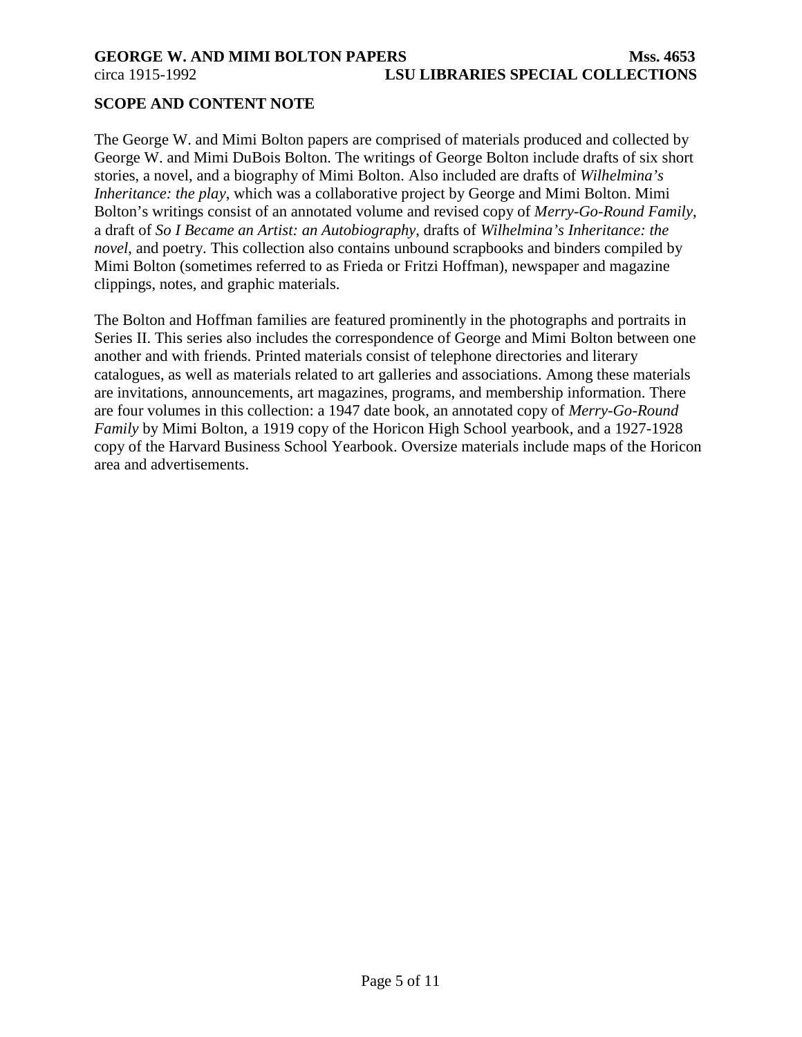## SCOPE AND CONTENT NOTE

The George W. and Mimi Bolton papers are comprised of materials produced and collected by George W. and Mimi DuBois Bolton. The writings of George Bolton include drafts of six short stories, a novel, and a biography of Mimi Bolton. Also included are drafts of *Wilhelmina's Inheritance: the play*, which was a collaborative project by George and Mimi Bolton. Mimi Bolton's writings consist of an annotated volume and revised copy of *Merry-Go-Round Family*, a draft of *So I Became an Artist: an Autobiography*, drafts of *Wilhelmina's Inheritance: the novel*, and poetry. This collection also contains unbound scrapbooks and binders compiled by Mimi Bolton (sometimes referred to as Frieda or Fritzi Hoffman), newspaper and magazine clippings, notes, and graphic materials.

The Bolton and Hoffman families are featured prominently in the photographs and portraits in Series II. This series also includes the correspondence of George and Mimi Bolton between one another and with friends. Printed materials consist of telephone directories and literary catalogues, as well as materials related to art galleries and associations. Among these materials are invitations, announcements, art magazines, programs, and membership information. There are four volumes in this collection: a 1947 date book, an annotated copy of *Merry-Go-Round Family* by Mimi Bolton, a 1919 copy of the Horicon High School yearbook, and a 1927-1928 copy of the Harvard Business School Yearbook. Oversize materials include maps of the Horicon area and advertisements.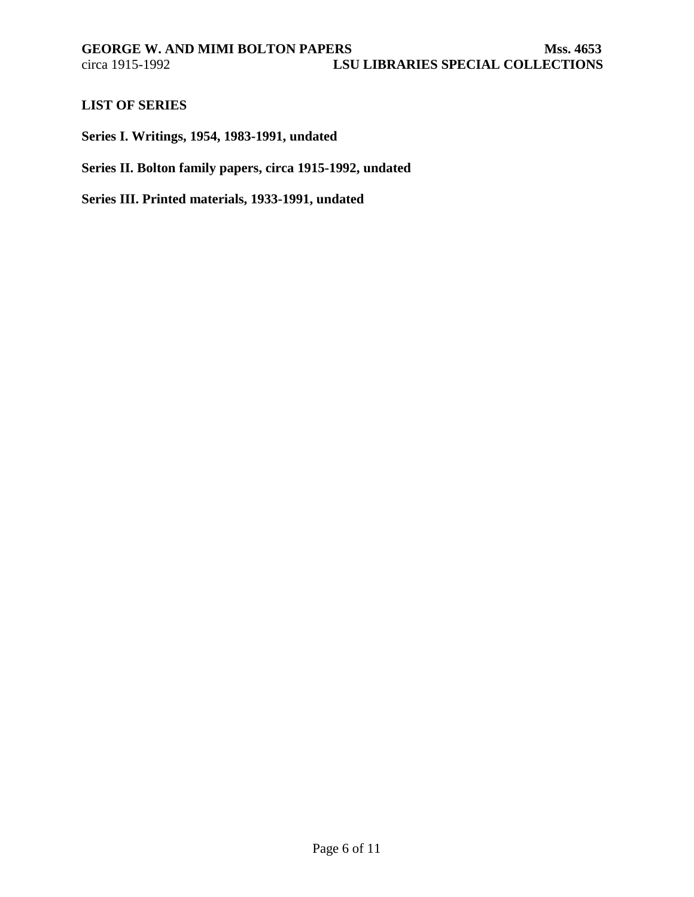## LIST OF SERIES

**Series I. Writings, 1954, 1983-1991, undated**

**Series II. Bolton family papers, circa 1915-1992, undated**

**Series III. Printed materials, 1933-1991, undated**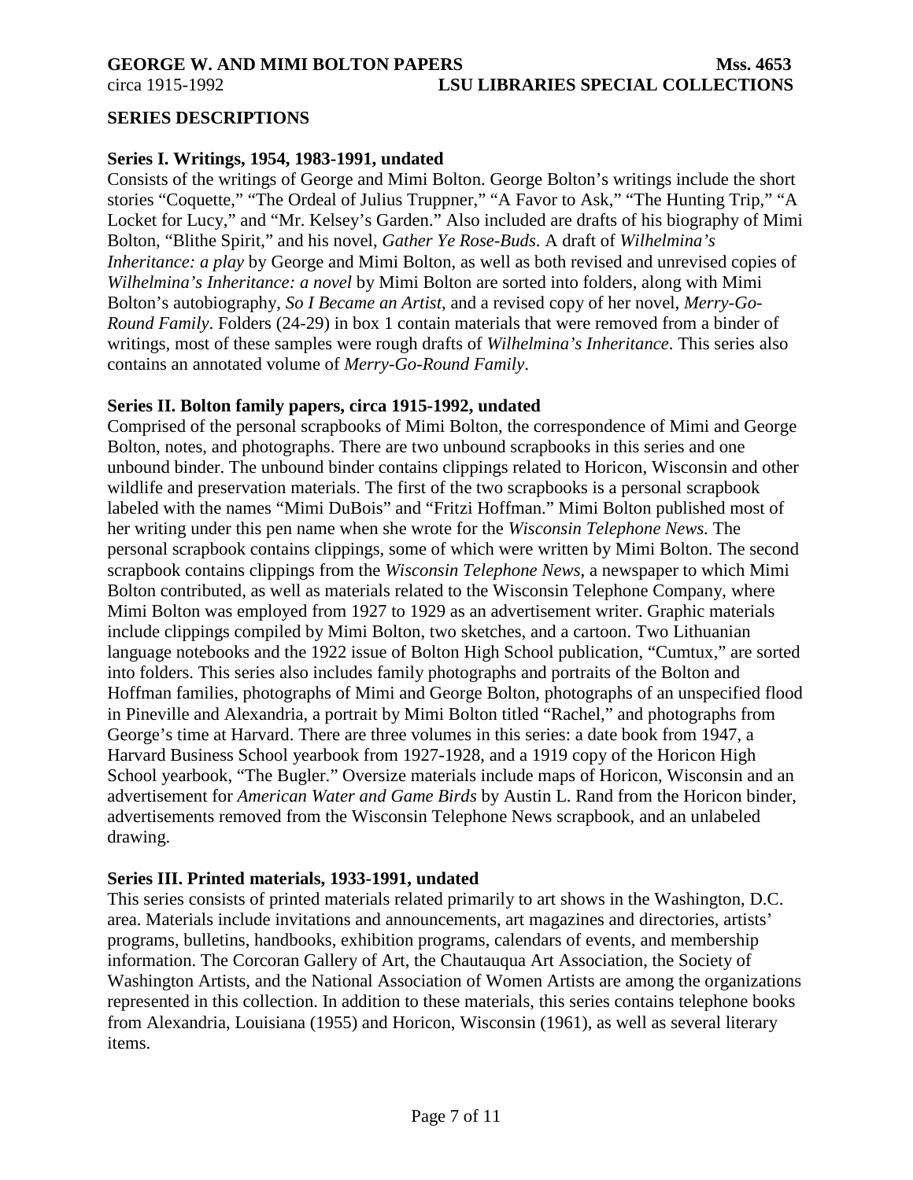## SERIES DESCRIPTIONS

### Series I. Writings, 1954, 1983-1991, undated

Consists of the writings of George and Mimi Bolton. George Bolton's writings include the short stories "Coquette," "The Ordeal of Julius Truppner," "A Favor to Ask," "The Hunting Trip," "A Locket for Lucy," and "Mr. Kelsey's Garden." Also included are drafts of his biography of Mimi Bolton, "Blithe Spirit," and his novel, *Gather Ye Rose-Buds*. A draft of *Wilhelmina's Inheritance: a play* by George and Mimi Bolton, as well as both revised and unrevised copies of *Wilhelmina's Inheritance: a novel* by Mimi Bolton are sorted into folders, along with Mimi Bolton's autobiography, *So I Became an Artist*, and a revised copy of her novel, *Merry-Go-Round Family*. Folders (24-29) in box 1 contain materials that were removed from a binder of writings, most of these samples were rough drafts of *Wilhelmina's Inheritance*. This series also contains an annotated volume of *Merry-Go-Round Family*.

### Series II. Bolton family papers, circa 1915-1992, undated

Comprised of the personal scrapbooks of Mimi Bolton, the correspondence of Mimi and George Bolton, notes, and photographs. There are two unbound scrapbooks in this series and one unbound binder. The unbound binder contains clippings related to Horicon, Wisconsin and other wildlife and preservation materials. The first of the two scrapbooks is a personal scrapbook labeled with the names "Mimi DuBois" and "Fritzi Hoffman." Mimi Bolton published most of her writing under this pen name when she wrote for the *Wisconsin Telephone News.* The personal scrapbook contains clippings, some of which were written by Mimi Bolton. The second scrapbook contains clippings from the *Wisconsin Telephone News*, a newspaper to which Mimi Bolton contributed, as well as materials related to the Wisconsin Telephone Company, where Mimi Bolton was employed from 1927 to 1929 as an advertisement writer. Graphic materials include clippings compiled by Mimi Bolton, two sketches, and a cartoon. Two Lithuanian language notebooks and the 1922 issue of Bolton High School publication, "Cumtux," are sorted into folders. This series also includes family photographs and portraits of the Bolton and Hoffman families, photographs of Mimi and George Bolton, photographs of an unspecified flood in Pineville and Alexandria, a portrait by Mimi Bolton titled "Rachel," and photographs from George's time at Harvard. There are three volumes in this series: a date book from 1947, a Harvard Business School yearbook from 1927-1928, and a 1919 copy of the Horicon High School yearbook, "The Bugler." Oversize materials include maps of Horicon, Wisconsin and an advertisement for *American Water and Game Birds* by Austin L. Rand from the Horicon binder, advertisements removed from the Wisconsin Telephone News scrapbook, and an unlabeled drawing.

### Series III. Printed materials, 1933-1991, undated

This series consists of printed materials related primarily to art shows in the Washington, D.C. area. Materials include invitations and announcements, art magazines and directories, artists' programs, bulletins, handbooks, exhibition programs, calendars of events, and membership information. The Corcoran Gallery of Art, the Chautauqua Art Association, the Society of Washington Artists, and the National Association of Women Artists are among the organizations represented in this collection. In addition to these materials, this series contains telephone books from Alexandria, Louisiana (1955) and Horicon, Wisconsin (1961), as well as several literary items.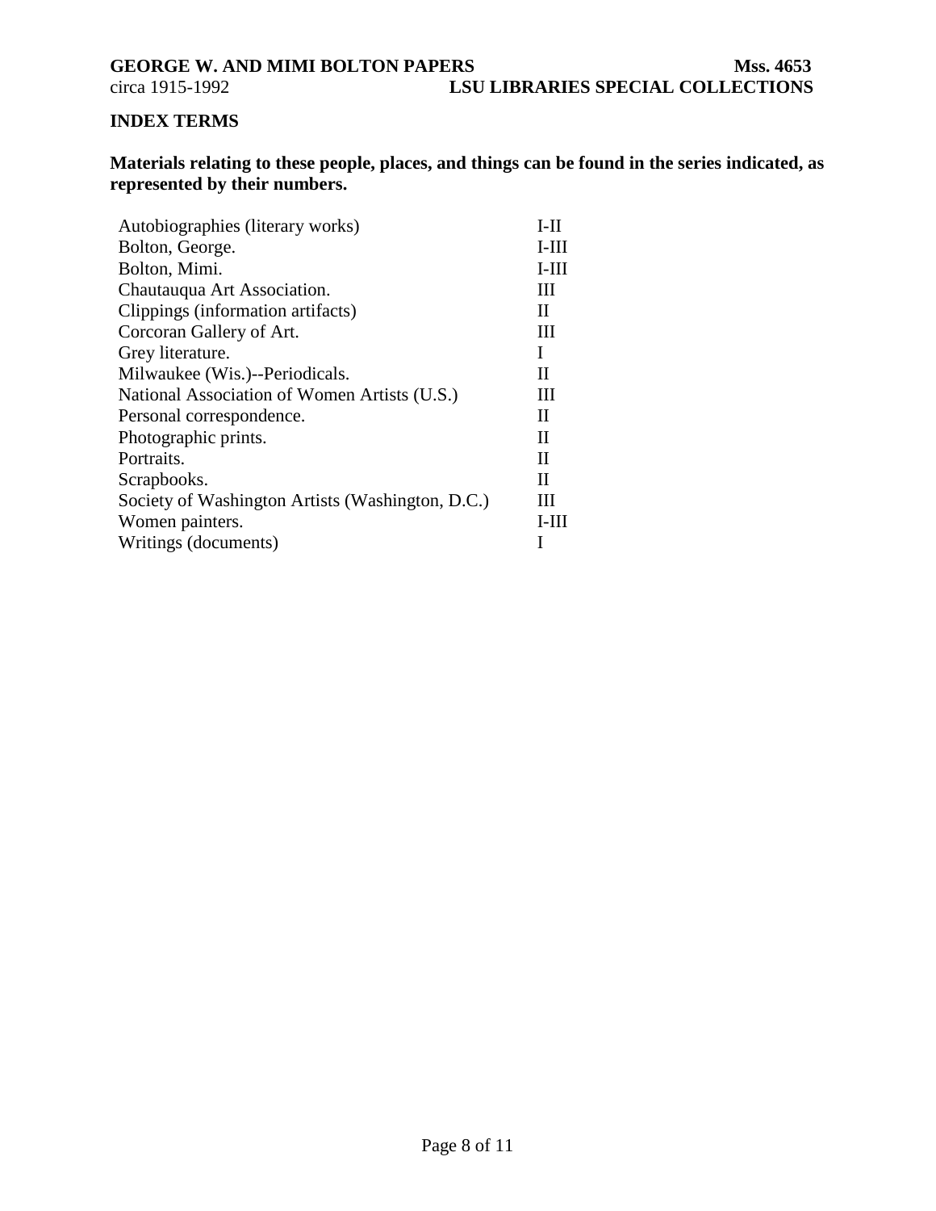## INDEX TERMS

**Materials relating to these people, places, and things can be found in the series indicated, as represented by their numbers.**

| | |
|---|---|
| Autobiographies (literary works) | I-II |
| Bolton, George. | I-III |
| Bolton, Mimi. | I-III |
| Chautauqua Art Association. | III |
| Clippings (information artifacts) | II |
| Corcoran Gallery of Art. | III |
| Grey literature. | I |
| Milwaukee (Wis.)--Periodicals. | II |
| National Association of Women Artists (U.S.) | III |
| Personal correspondence. | II |
| Photographic prints. | II |
| Portraits. | II |
| Scrapbooks. | II |
| Society of Washington Artists (Washington, D.C.) | III |
| Women painters. | I-III |
| Writings (documents) | I |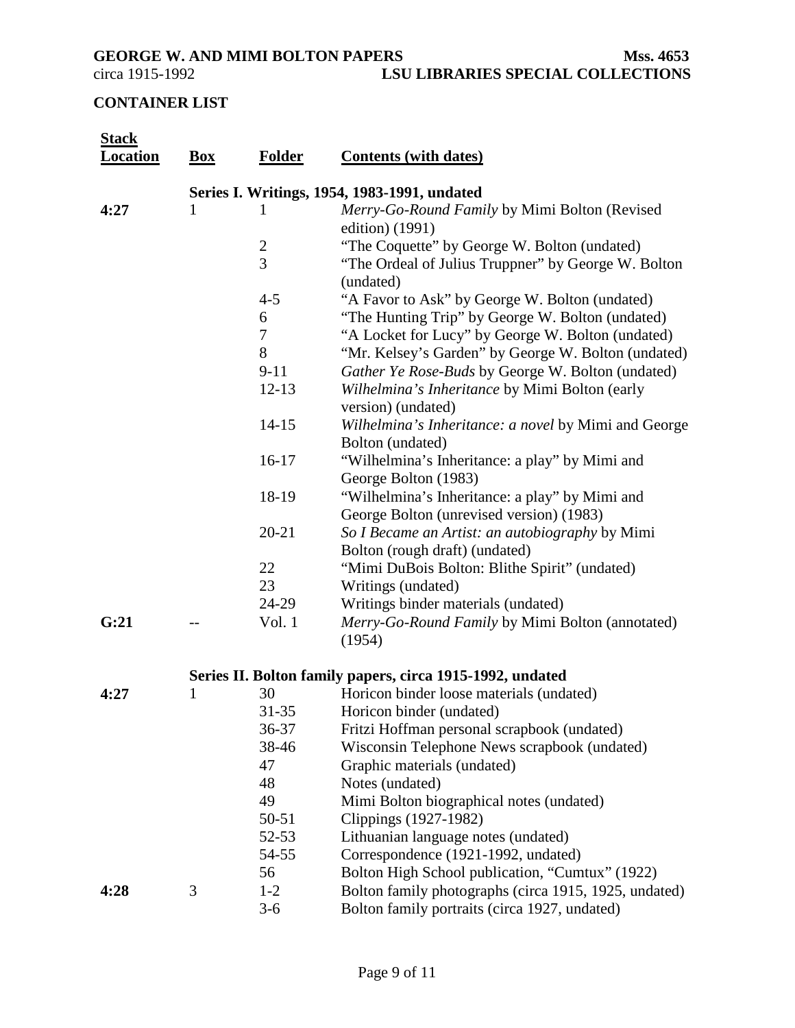## CONTAINER LIST

| Stack Location | Box | Folder | Contents (with dates) |
|---|---|---|---|
| | | | **Series I. Writings, 1954, 1983-1991, undated** |
| **4:27** | 1 | 1 | *Merry-Go-Round Family* by Mimi Bolton (Revised edition) (1991) |
| | | 2 | "The Coquette" by George W. Bolton (undated) |
| | | 3 | "The Ordeal of Julius Truppner" by George W. Bolton (undated) |
| | | 4-5 | "A Favor to Ask" by George W. Bolton (undated) |
| | | 6 | "The Hunting Trip" by George W. Bolton (undated) |
| | | 7 | "A Locket for Lucy" by George W. Bolton (undated) |
| | | 8 | "Mr. Kelsey's Garden" by George W. Bolton (undated) |
| | | 9-11 | *Gather Ye Rose-Buds* by George W. Bolton (undated) |
| | | 12-13 | *Wilhelmina's Inheritance* by Mimi Bolton (early version) (undated) |
| | | 14-15 | *Wilhelmina's Inheritance: a novel* by Mimi and George Bolton (undated) |
| | | 16-17 | "Wilhelmina's Inheritance: a play" by Mimi and George Bolton (1983) |
| | | 18-19 | "Wilhelmina's Inheritance: a play" by Mimi and George Bolton (unrevised version) (1983) |
| | | 20-21 | *So I Became an Artist: an autobiography* by Mimi Bolton (rough draft) (undated) |
| | | 22 | "Mimi DuBois Bolton: Blithe Spirit" (undated) |
| | | 23 | Writings (undated) |
| | | 24-29 | Writings binder materials (undated) |
| **G:21** | -- | Vol. 1 | *Merry-Go-Round Family* by Mimi Bolton (annotated) (1954) |
| | | | **Series II. Bolton family papers, circa 1915-1992, undated** |
| **4:27** | 1 | 30 | Horicon binder loose materials (undated) |
| | | 31-35 | Horicon binder (undated) |
| | | 36-37 | Fritzi Hoffman personal scrapbook (undated) |
| | | 38-46 | Wisconsin Telephone News scrapbook (undated) |
| | | 47 | Graphic materials (undated) |
| | | 48 | Notes (undated) |
| | | 49 | Mimi Bolton biographical notes (undated) |
| | | 50-51 | Clippings (1927-1982) |
| | | 52-53 | Lithuanian language notes (undated) |
| | | 54-55 | Correspondence (1921-1992, undated) |
| | | 56 | Bolton High School publication, "Cumtux" (1922) |
| **4:28** | 3 | 1-2 | Bolton family photographs (circa 1915, 1925, undated) |
| | | 3-6 | Bolton family portraits (circa 1927, undated) |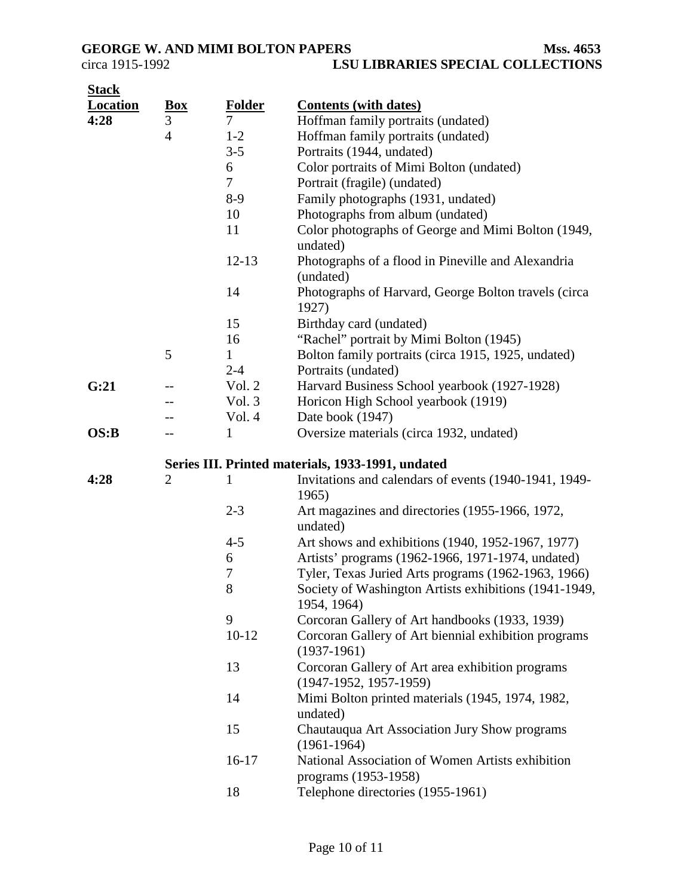| Stack Location | Box | Folder | Contents (with dates) |
|---|---|---|---|
| 4:28 | 3 | 7 | Hoffman family portraits (undated) |
| | 4 | 1-2 | Hoffman family portraits (undated) |
| | | 3-5 | Portraits (1944, undated) |
| | | 6 | Color portraits of Mimi Bolton (undated) |
| | | 7 | Portrait (fragile) (undated) |
| | | 8-9 | Family photographs (1931, undated) |
| | | 10 | Photographs from album (undated) |
| | | 11 | Color photographs of George and Mimi Bolton (1949, undated) |
| | | 12-13 | Photographs of a flood in Pineville and Alexandria (undated) |
| | | 14 | Photographs of Harvard, George Bolton travels (circa 1927) |
| | | 15 | Birthday card (undated) |
| | | 16 | "Rachel" portrait by Mimi Bolton (1945) |
| | 5 | 1 | Bolton family portraits (circa 1915, 1925, undated) |
| | | 2-4 | Portraits (undated) |
| G:21 | -- | Vol. 2 | Harvard Business School yearbook (1927-1928) |
| | -- | Vol. 3 | Horicon High School yearbook (1919) |
| | -- | Vol. 4 | Date book (1947) |
| OS:B | -- | 1 | Oversize materials (circa 1932, undated) |

**Series III. Printed materials, 1933-1991, undated**

| Stack Location | Box | Folder | Contents (with dates) |
|---|---|---|---|
| 4:28 | 2 | 1 | Invitations and calendars of events (1940-1941, 1949-1965) |
| | | 2-3 | Art magazines and directories (1955-1966, 1972, undated) |
| | | 4-5 | Art shows and exhibitions (1940, 1952-1967, 1977) |
| | | 6 | Artists' programs (1962-1966, 1971-1974, undated) |
| | | 7 | Tyler, Texas Juried Arts programs (1962-1963, 1966) |
| | | 8 | Society of Washington Artists exhibitions (1941-1949, 1954, 1964) |
| | | 9 | Corcoran Gallery of Art handbooks (1933, 1939) |
| | | 10-12 | Corcoran Gallery of Art biennial exhibition programs (1937-1961) |
| | | 13 | Corcoran Gallery of Art area exhibition programs (1947-1952, 1957-1959) |
| | | 14 | Mimi Bolton printed materials (1945, 1974, 1982, undated) |
| | | 15 | Chautauqua Art Association Jury Show programs (1961-1964) |
| | | 16-17 | National Association of Women Artists exhibition programs (1953-1958) |
| | | 18 | Telephone directories (1955-1961) |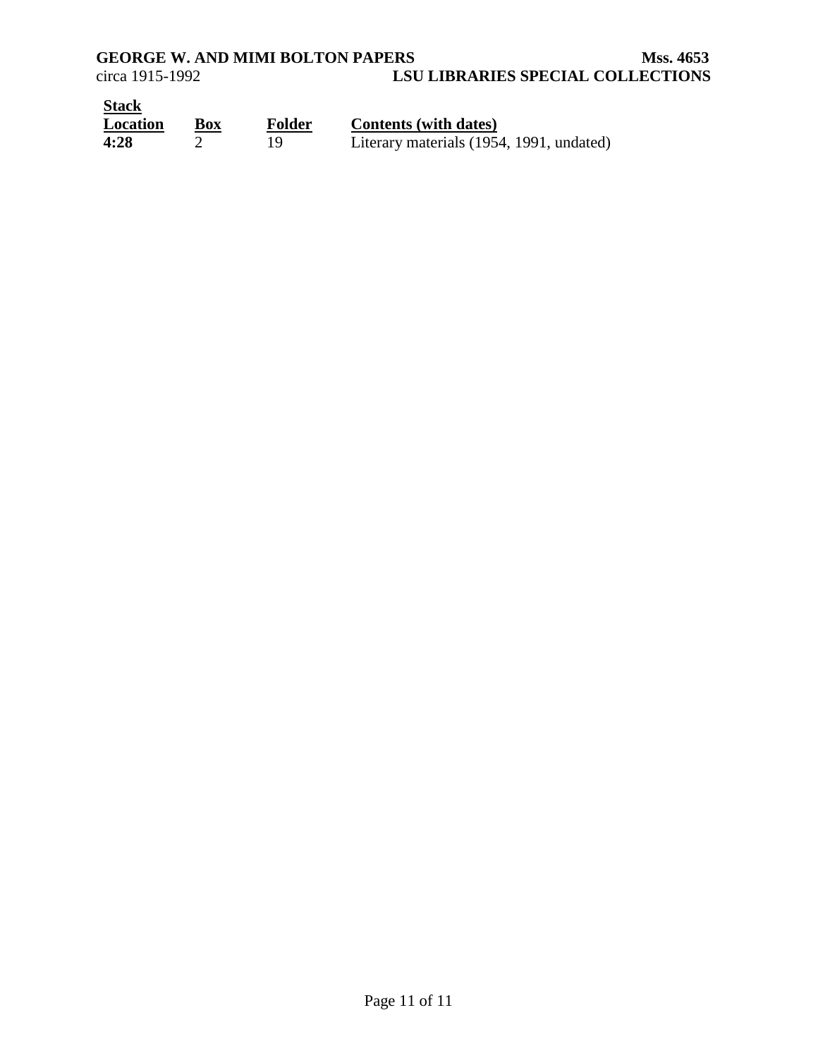| Stack Location | Box | Folder | Contents (with dates) |
|---|---|---|---|
| **4:28** | 2 | 19 | Literary materials (1954, 1991, undated) |